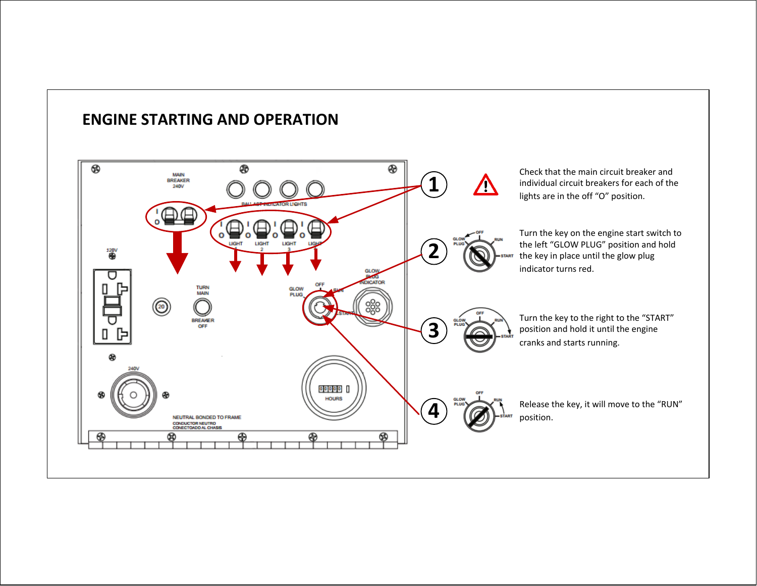# ENGINE STARTING AND OPERATION

1. Check that the main circuit breaker and individual circuit breakers for each of the lights are in the off "O" position.

2. Turn the key on the engine start switch to the left "GLOW PLUG" position and hold the key in place until the glow plug indicator turns red.

3. Turn the key to the right to the "START" position and hold it until the engine cranks and starts running.

4. Release the key, it will move to the "RUN" position.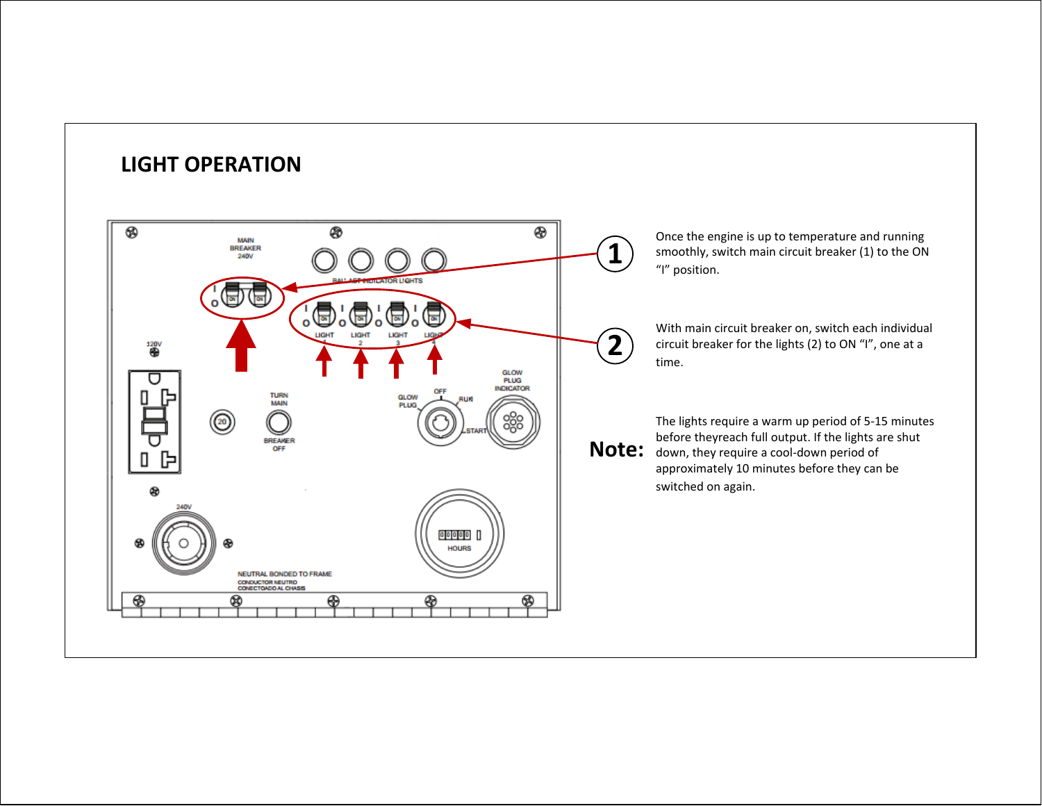# LIGHT OPERATION

MAIN BREAKER 240V

BALLAST INDICATOR LIGHTS

LIGHT 1 | LIGHT 2 | LIGHT 3 | LIGHT 4

120V

TURN MAIN BREAKER OFF

GLOW PLUG | OFF | RUN | START

GLOW PLUG INDICATOR

240V

HOURS

NEUTRAL BONDED TO FRAME
CONDUCTOR NEUTRO
CONECTOADO AL CHASIS

**1** Once the engine is up to temperature and running smoothly, switch main circuit breaker (1) to the ON "I" position.

**2** With main circuit breaker on, switch each individual circuit breaker for the lights (2) to ON "I", one at a time.

**Note:** The lights require a warm up period of 5-15 minutes before theyreach full output. If the lights are shut down, they require a cool-down period of approximately 10 minutes before they can be switched on again.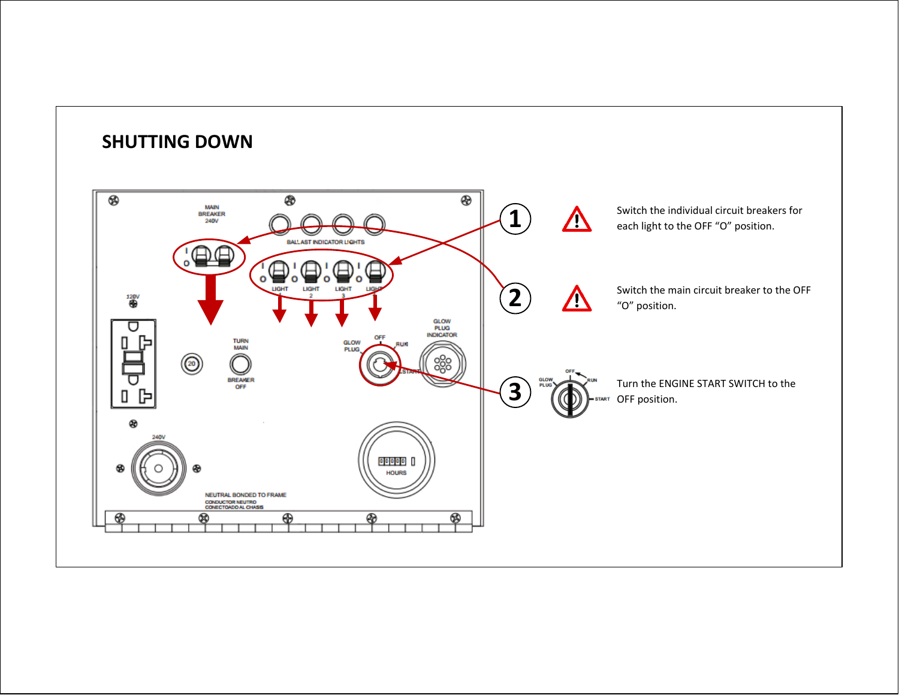## SHUTTING DOWN

1. Switch the individual circuit breakers for each light to the OFF "O" position.

2. Switch the main circuit breaker to the OFF "O" position.

3. Turn the ENGINE START SWITCH to the OFF position.